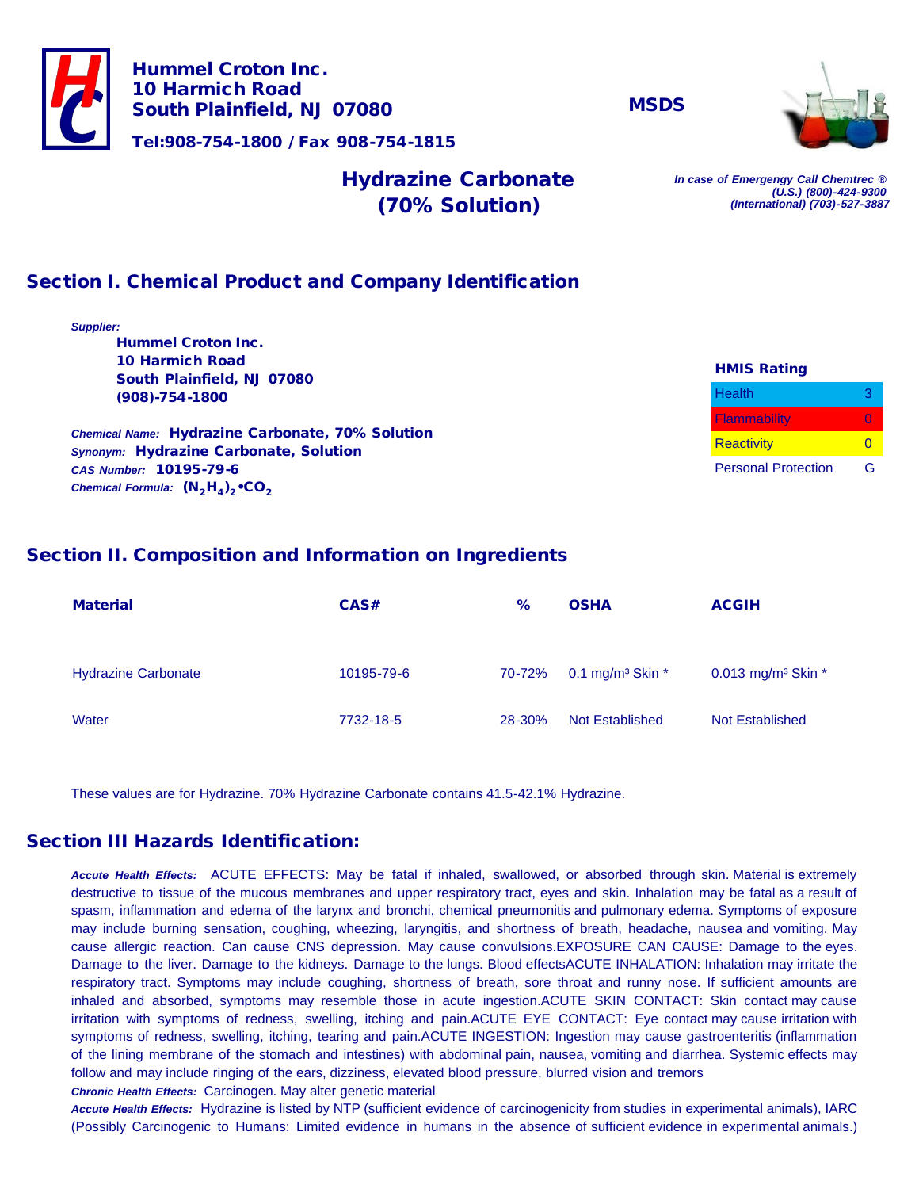**Hummel Croton Inc.**
**10 Harmich Road**
**South Plainfield, NJ 07080**
**Tel:908-754-1800 / Fax 908-754-1815**

**MSDS**

# Hydrazine Carbonate (70% Solution)

*In case of Emergengy Call Chemtrec ®*
*(U.S.) (800)-424-9300*
*(International) (703)-527-3887*

## Section I. Chemical Product and Company Identification

*Supplier:*
**Hummel Croton Inc.**
**10 Harmich Road**
**South Plainfield, NJ 07080**
**(908)-754-1800**

*Chemical Name:* **Hydrazine Carbonate, 70% Solution**
*Synonym:* **Hydrazine Carbonate, Solution**
*CAS Number:* **10195-79-6**
*Chemical Formula:* **$(N_2H_4)_2$•$CO_2$**

**HMIS Rating**

| | |
|---|---|
| Health | 3 |
| Flammability | 0 |
| Reactivity | 0 |
| Personal Protection | G |

## Section II. Composition and Information on Ingredients

| Material | CAS# | % | OSHA | ACGIH |
|---|---|---|---|---|
| Hydrazine Carbonate | 10195-79-6 | 70-72% | 0.1 mg/m³ Skin * | 0.013 mg/m³ Skin * |
| Water | 7732-18-5 | 28-30% | Not Established | Not Established |

These values are for Hydrazine. 70% Hydrazine Carbonate contains 41.5-42.1% Hydrazine.

## Section III Hazards Identification:

***Accute Health Effects:*** ACUTE EFFECTS: May be fatal if inhaled, swallowed, or absorbed through skin. Material is extremely destructive to tissue of the mucous membranes and upper respiratory tract, eyes and skin. Inhalation may be fatal as a result of spasm, inflammation and edema of the larynx and bronchi, chemical pneumonitis and pulmonary edema. Symptoms of exposure may include burning sensation, coughing, wheezing, laryngitis, and shortness of breath, headache, nausea and vomiting. May cause allergic reaction. Can cause CNS depression. May cause convulsions.EXPOSURE CAN CAUSE: Damage to the eyes. Damage to the liver. Damage to the kidneys. Damage to the lungs. Blood effectsACUTE INHALATION: Inhalation may irritate the respiratory tract. Symptoms may include coughing, shortness of breath, sore throat and runny nose. If sufficient amounts are inhaled and absorbed, symptoms may resemble those in acute ingestion.ACUTE SKIN CONTACT: Skin contact may cause irritation with symptoms of redness, swelling, itching and pain.ACUTE EYE CONTACT: Eye contact may cause irritation with symptoms of redness, swelling, itching, tearing and pain.ACUTE INGESTION: Ingestion may cause gastroenteritis (inflammation of the lining membrane of the stomach and intestines) with abdominal pain, nausea, vomiting and diarrhea. Systemic effects may follow and may include ringing of the ears, dizziness, elevated blood pressure, blurred vision and tremors

***Chronic Health Effects:*** Carcinogen. May alter genetic material

***Accute Health Effects:*** Hydrazine is listed by NTP (sufficient evidence of carcinogenicity from studies in experimental animals), IARC (Possibly Carcinogenic to Humans: Limited evidence in humans in the absence of sufficient evidence in experimental animals.)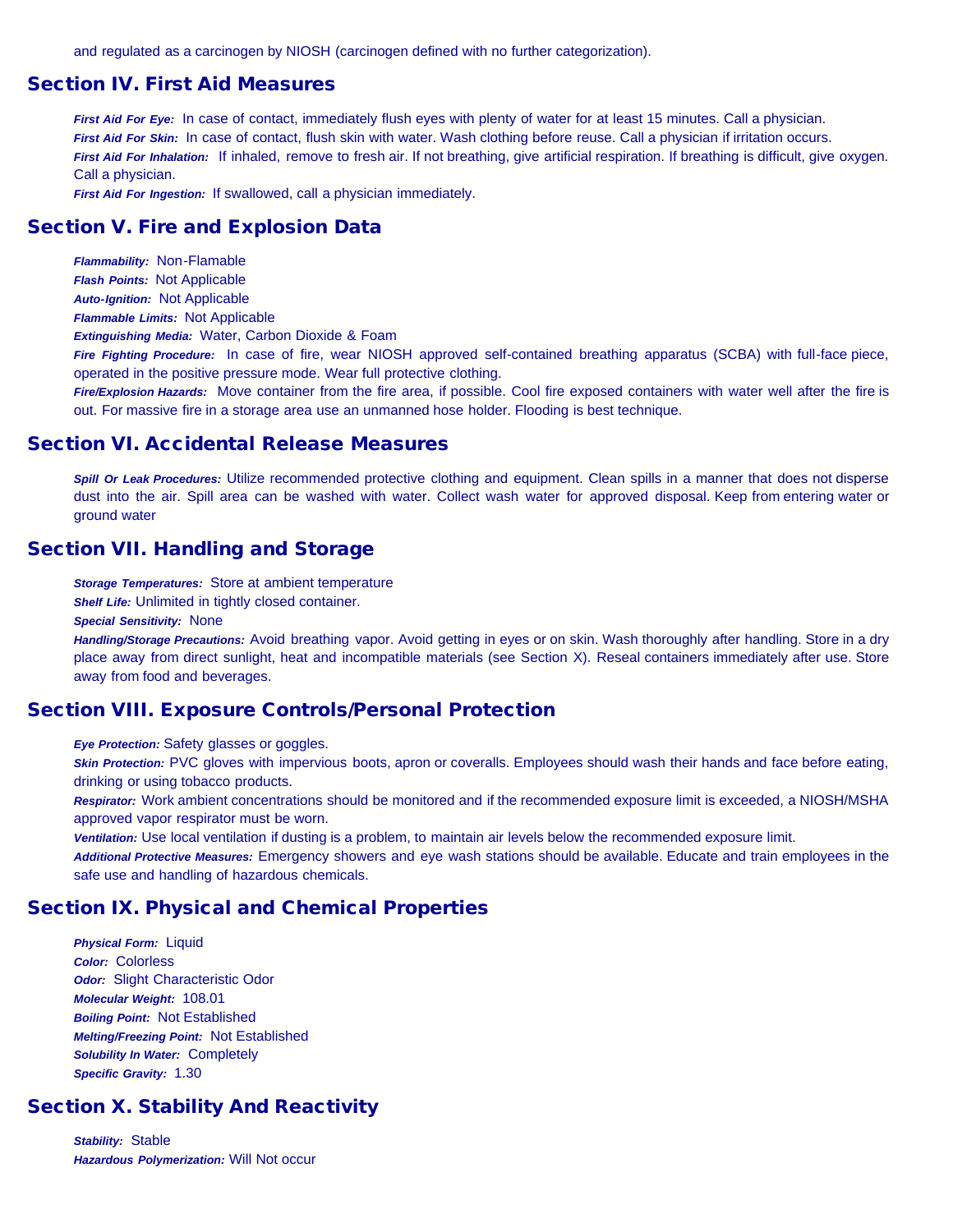and regulated as a carcinogen by NIOSH (carcinogen defined with no further categorization).

## Section IV. First Aid Measures

***First Aid For Eye:*** In case of contact, immediately flush eyes with plenty of water for at least 15 minutes. Call a physician.
***First Aid For Skin:*** In case of contact, flush skin with water. Wash clothing before reuse. Call a physician if irritation occurs.
***First Aid For Inhalation:*** If inhaled, remove to fresh air. If not breathing, give artificial respiration. If breathing is difficult, give oxygen. Call a physician.
***First Aid For Ingestion:*** If swallowed, call a physician immediately.

## Section V. Fire and Explosion Data

***Flammability:*** Non-Flamable
***Flash Points:*** Not Applicable
***Auto-Ignition:*** Not Applicable
***Flammable Limits:*** Not Applicable
***Extinguishing Media:*** Water, Carbon Dioxide & Foam
***Fire Fighting Procedure:*** In case of fire, wear NIOSH approved self-contained breathing apparatus (SCBA) with full-face piece, operated in the positive pressure mode. Wear full protective clothing.
***Fire/Explosion Hazards:*** Move container from the fire area, if possible. Cool fire exposed containers with water well after the fire is out. For massive fire in a storage area use an unmanned hose holder. Flooding is best technique.

## Section VI. Accidental Release Measures

***Spill Or Leak Procedures:*** Utilize recommended protective clothing and equipment. Clean spills in a manner that does not disperse dust into the air. Spill area can be washed with water. Collect wash water for approved disposal. Keep from entering water or ground water

## Section VII. Handling and Storage

***Storage Temperatures:*** Store at ambient temperature
***Shelf Life:*** Unlimited in tightly closed container.
***Special Sensitivity:*** None
***Handling/Storage Precautions:*** Avoid breathing vapor. Avoid getting in eyes or on skin. Wash thoroughly after handling. Store in a dry place away from direct sunlight, heat and incompatible materials (see Section X). Reseal containers immediately after use. Store away from food and beverages.

## Section VIII. Exposure Controls/Personal Protection

***Eye Protection:*** Safety glasses or goggles.
***Skin Protection:*** PVC gloves with impervious boots, apron or coveralls. Employees should wash their hands and face before eating, drinking or using tobacco products.
***Respirator:*** Work ambient concentrations should be monitored and if the recommended exposure limit is exceeded, a NIOSH/MSHA approved vapor respirator must be worn.
***Ventilation:*** Use local ventilation if dusting is a problem, to maintain air levels below the recommended exposure limit.
***Additional Protective Measures:*** Emergency showers and eye wash stations should be available. Educate and train employees in the safe use and handling of hazardous chemicals.

## Section IX. Physical and Chemical Properties

***Physical Form:*** Liquid
***Color:*** Colorless
***Odor:*** Slight Characteristic Odor
***Molecular Weight:*** 108.01
***Boiling Point:*** Not Established
***Melting/Freezing Point:*** Not Established
***Solubility In Water:*** Completely
***Specific Gravity:*** 1.30

## Section X. Stability And Reactivity

***Stability:*** Stable
***Hazardous Polymerization:*** Will Not occur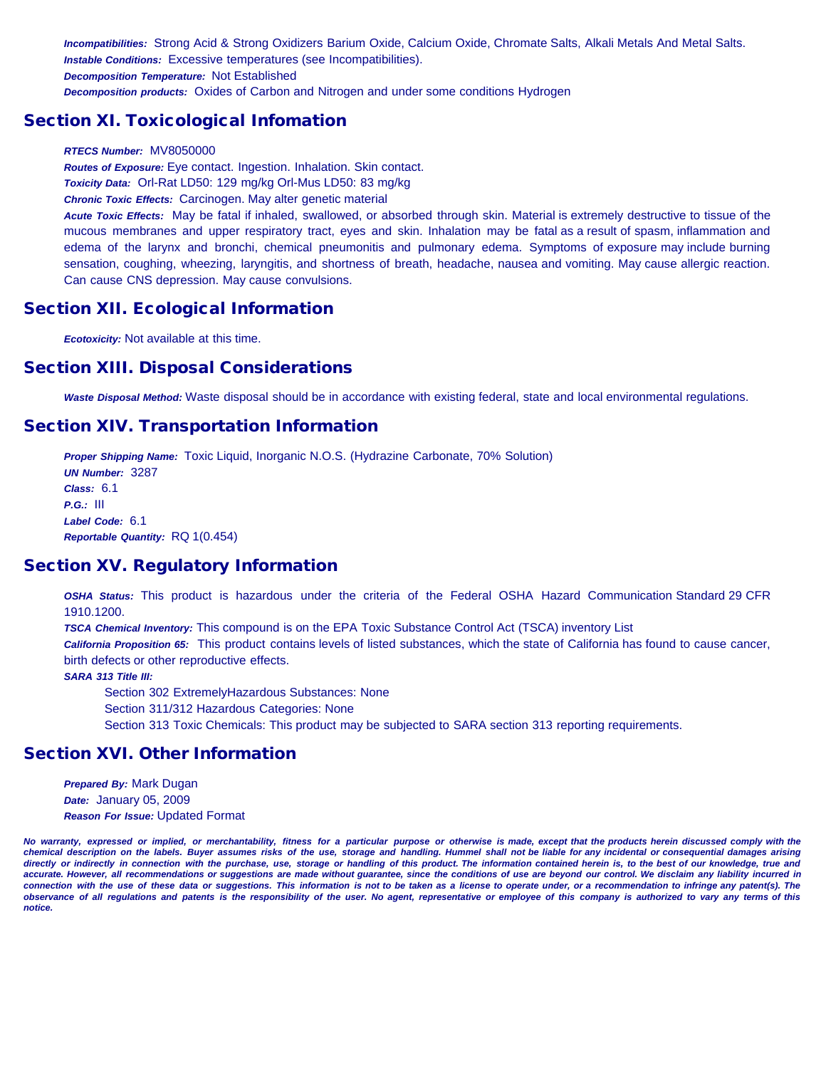***Incompatibilities:*** Strong Acid & Strong Oxidizers Barium Oxide, Calcium Oxide, Chromate Salts, Alkali Metals And Metal Salts.
***Instable Conditions:*** Excessive temperatures (see Incompatibilities).
***Decomposition Temperature:*** Not Established
***Decomposition products:*** Oxides of Carbon and Nitrogen and under some conditions Hydrogen

## Section XI. Toxicological Infomation

***RTECS Number:*** MV8050000
***Routes of Exposure:*** Eye contact. Ingestion. Inhalation. Skin contact.
***Toxicity Data:*** Orl-Rat LD50: 129 mg/kg Orl-Mus LD50: 83 mg/kg
***Chronic Toxic Effects:*** Carcinogen. May alter genetic material
***Acute Toxic Effects:*** May be fatal if inhaled, swallowed, or absorbed through skin. Material is extremely destructive to tissue of the mucous membranes and upper respiratory tract, eyes and skin. Inhalation may be fatal as a result of spasm, inflammation and edema of the larynx and bronchi, chemical pneumonitis and pulmonary edema. Symptoms of exposure may include burning sensation, coughing, wheezing, laryngitis, and shortness of breath, headache, nausea and vomiting. May cause allergic reaction. Can cause CNS depression. May cause convulsions.

## Section XII. Ecological Information

***Ecotoxicity:*** Not available at this time.

## Section XIII. Disposal Considerations

***Waste Disposal Method:*** Waste disposal should be in accordance with existing federal, state and local environmental regulations.

## Section XIV. Transportation Information

***Proper Shipping Name:*** Toxic Liquid, Inorganic N.O.S. (Hydrazine Carbonate, 70% Solution)
***UN Number:*** 3287
***Class:*** 6.1
***P.G.:*** III
***Label Code:*** 6.1
***Reportable Quantity:*** RQ 1(0.454)

## Section XV. Regulatory Information

***OSHA Status:*** This product is hazardous under the criteria of the Federal OSHA Hazard Communication Standard 29 CFR 1910.1200.
***TSCA Chemical Inventory:*** This compound is on the EPA Toxic Substance Control Act (TSCA) inventory List
***California Proposition 65:*** This product contains levels of listed substances, which the state of California has found to cause cancer, birth defects or other reproductive effects.
***SARA 313 Title III:***

Section 302 ExtremelyHazardous Substances: None
Section 311/312 Hazardous Categories: None
Section 313 Toxic Chemicals: This product may be subjected to SARA section 313 reporting requirements.

## Section XVI. Other Information

***Prepared By:*** Mark Dugan
***Date:*** January 05, 2009
***Reason For Issue:*** Updated Format

***No warranty, expressed or implied, or merchantability, fitness for a particular purpose or otherwise is made, except that the products herein discussed comply with the chemical description on the labels. Buyer assumes risks of the use, storage and handling. Hummel shall not be liable for any incidental or consequential damages arising directly or indirectly in connection with the purchase, use, storage or handling of this product. The information contained herein is, to the best of our knowledge, true and accurate. However, all recommendations or suggestions are made without guarantee, since the conditions of use are beyond our control. We disclaim any liability incurred in connection with the use of these data or suggestions. This information is not to be taken as a license to operate under, or a recommendation to infringe any patent(s). The observance of all regulations and patents is the responsibility of the user. No agent, representative or employee of this company is authorized to vary any terms of this notice.***